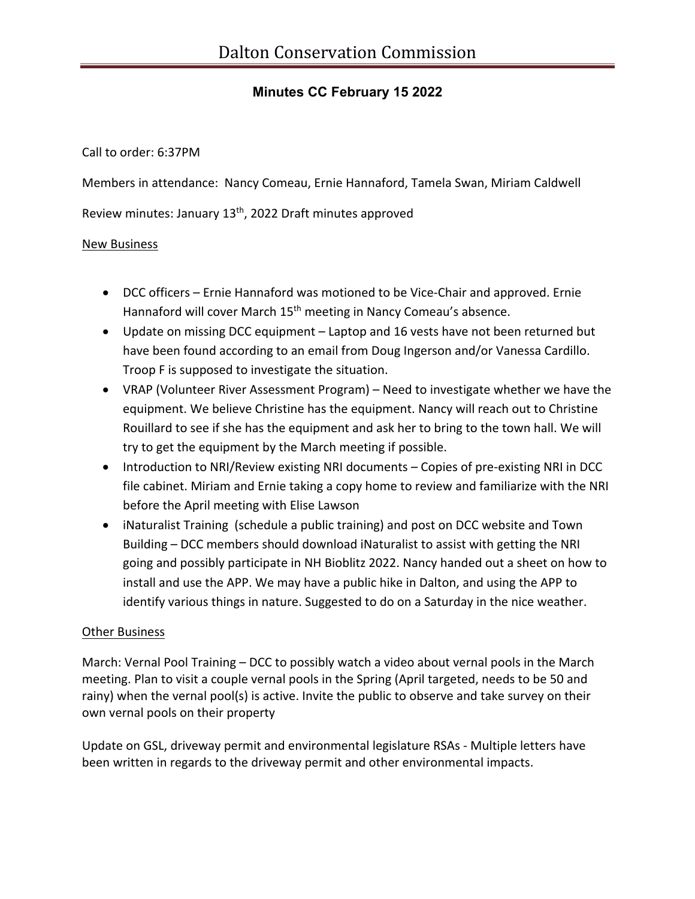# Dalton Conservation Commission

## Minutes CC February 15 2022

Call to order: 6:37PM

Members in attendance: Nancy Comeau, Ernie Hannaford, Tamela Swan, Miriam Caldwell

Review minutes: January 13th, 2022 Draft minutes approved

New Business

- DCC officers – Ernie Hannaford was motioned to be Vice-Chair and approved. Ernie Hannaford will cover March 15th meeting in Nancy Comeau's absence.
- Update on missing DCC equipment – Laptop and 16 vests have not been returned but have been found according to an email from Doug Ingerson and/or Vanessa Cardillo. Troop F is supposed to investigate the situation.
- VRAP (Volunteer River Assessment Program) – Need to investigate whether we have the equipment. We believe Christine has the equipment. Nancy will reach out to Christine Rouillard to see if she has the equipment and ask her to bring to the town hall. We will try to get the equipment by the March meeting if possible.
- Introduction to NRI/Review existing NRI documents – Copies of pre-existing NRI in DCC file cabinet. Miriam and Ernie taking a copy home to review and familiarize with the NRI before the April meeting with Elise Lawson
- iNaturalist Training (schedule a public training) and post on DCC website and Town Building – DCC members should download iNaturalist to assist with getting the NRI going and possibly participate in NH Bioblitz 2022. Nancy handed out a sheet on how to install and use the APP. We may have a public hike in Dalton, and using the APP to identify various things in nature. Suggested to do on a Saturday in the nice weather.

Other Business

March: Vernal Pool Training – DCC to possibly watch a video about vernal pools in the March meeting. Plan to visit a couple vernal pools in the Spring (April targeted, needs to be 50 and rainy) when the vernal pool(s) is active. Invite the public to observe and take survey on their own vernal pools on their property

Update on GSL, driveway permit and environmental legislature RSAs - Multiple letters have been written in regards to the driveway permit and other environmental impacts.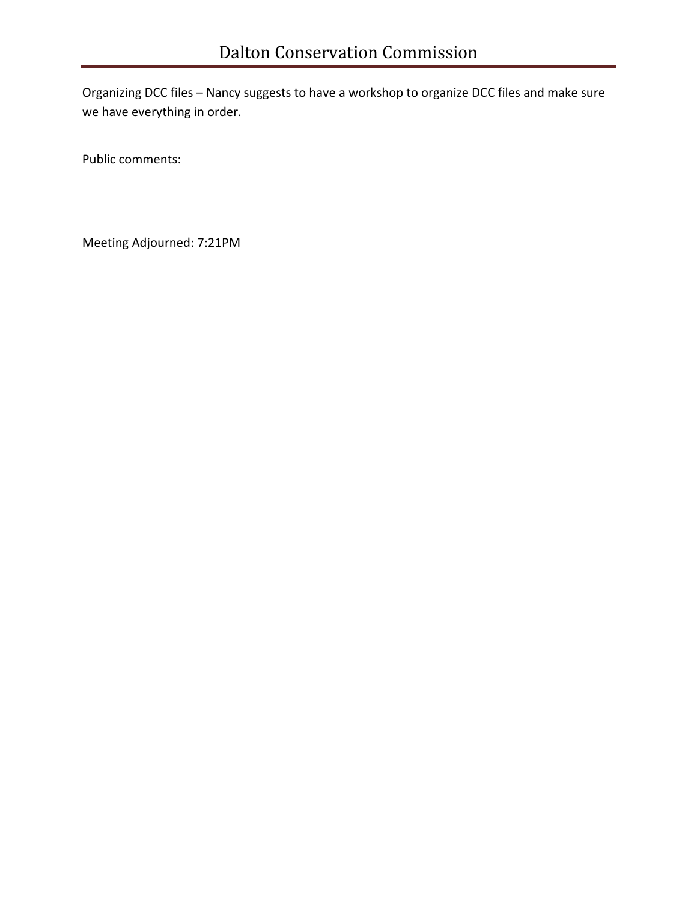Organizing DCC files – Nancy suggests to have a workshop to organize DCC files and make sure we have everything in order.

Public comments:

Meeting Adjourned: 7:21PM